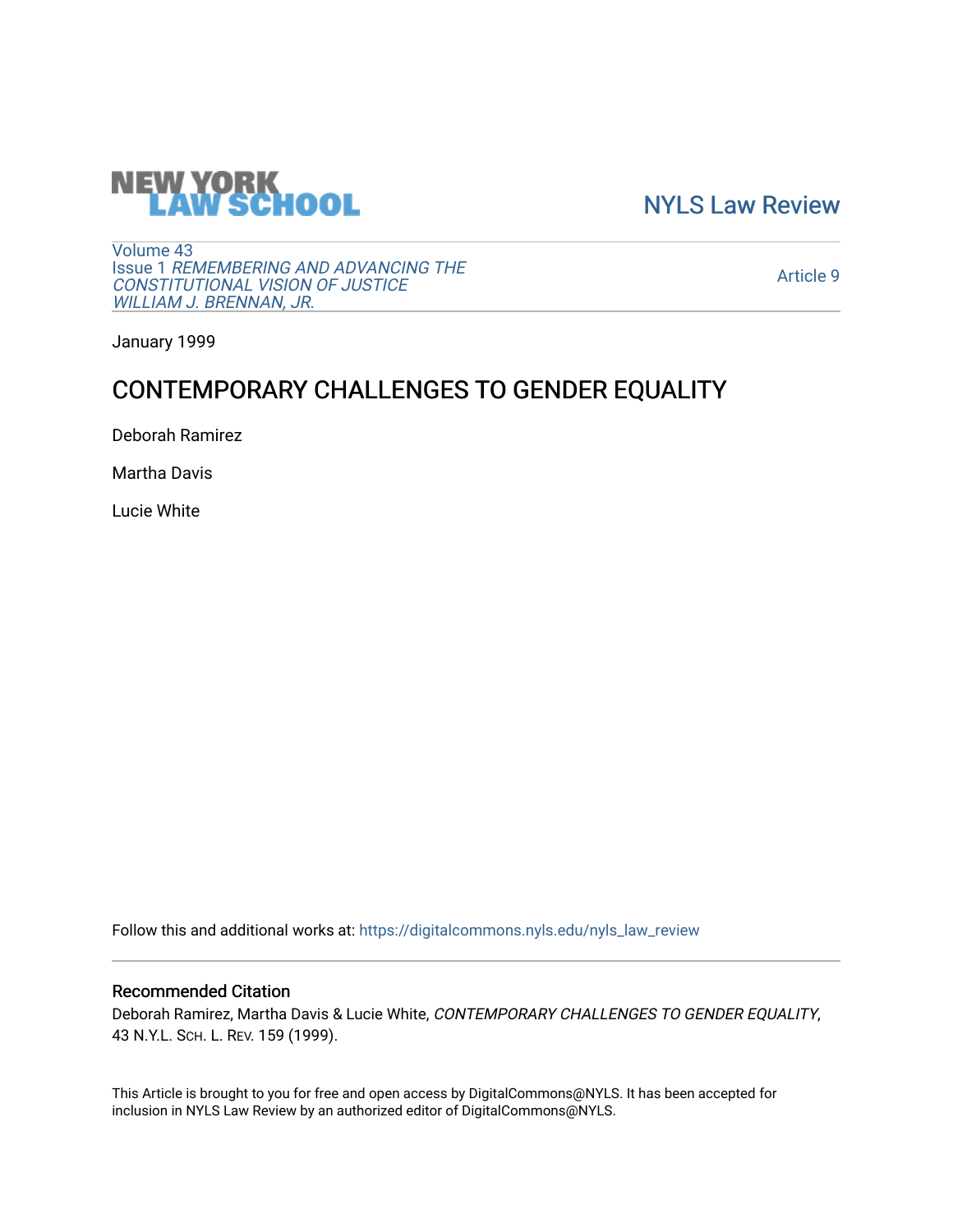NEW YORK LAW SCHOOL

NYLS Law Review

Volume 43
Issue 1 *REMEMBERING AND ADVANCING THE CONSTITUTIONAL VISION OF JUSTICE WILLIAM J. BRENNAN, JR.*

Article 9

January 1999

# CONTEMPORARY CHALLENGES TO GENDER EQUALITY

Deborah Ramirez

Martha Davis

Lucie White

Follow this and additional works at: https://digitalcommons.nyls.edu/nyls_law_review

## Recommended Citation

Deborah Ramirez, Martha Davis & Lucie White, *CONTEMPORARY CHALLENGES TO GENDER EQUALITY*, 43 N.Y.L. SCH. L. REV. 159 (1999).

This Article is brought to you for free and open access by DigitalCommons@NYLS. It has been accepted for inclusion in NYLS Law Review by an authorized editor of DigitalCommons@NYLS.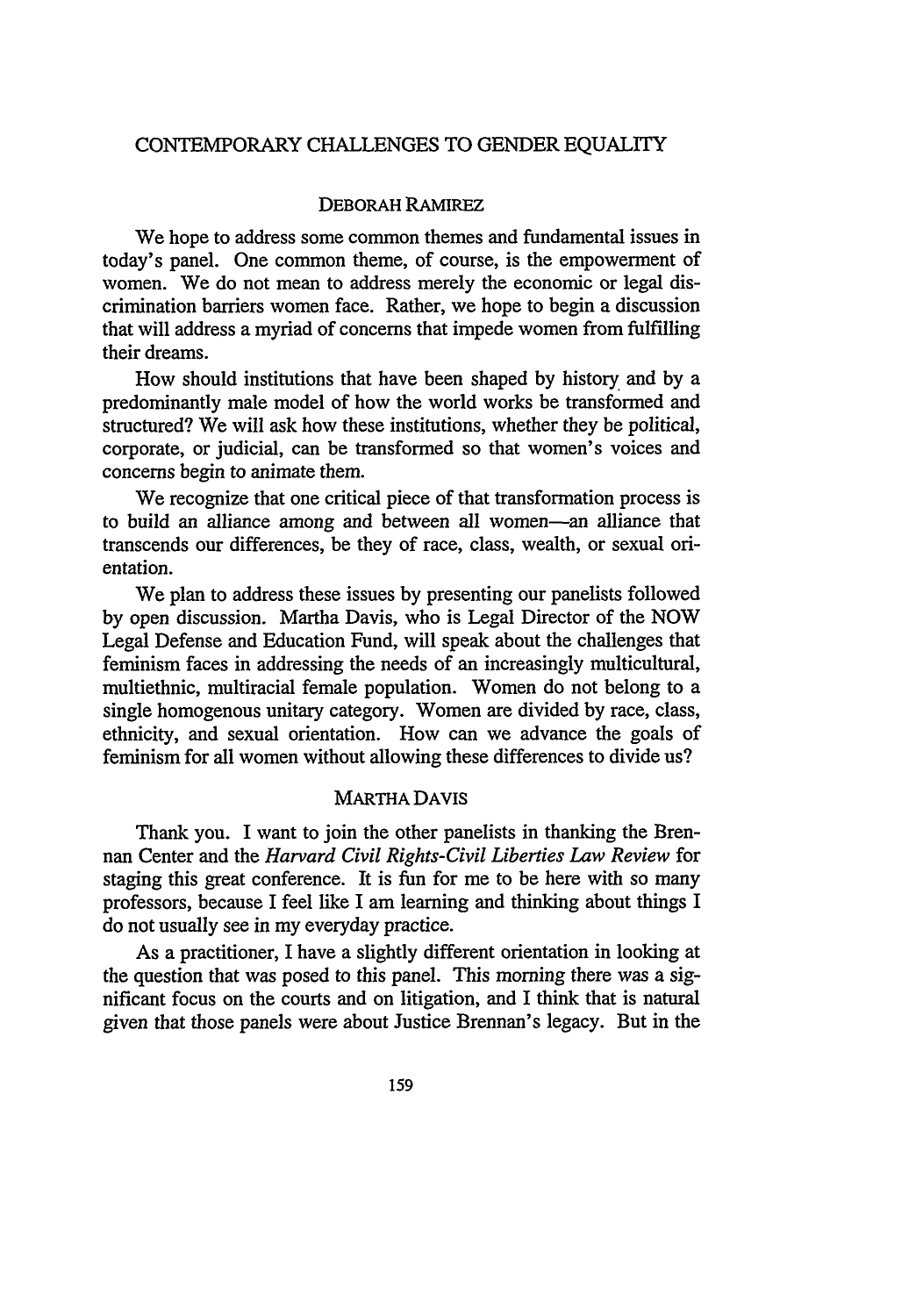# CONTEMPORARY CHALLENGES TO GENDER EQUALITY

## DEBORAH RAMIREZ

We hope to address some common themes and fundamental issues in today's panel. One common theme, of course, is the empowerment of women. We do not mean to address merely the economic or legal discrimination barriers women face. Rather, we hope to begin a discussion that will address a myriad of concerns that impede women from fulfilling their dreams.

How should institutions that have been shaped by history and by a predominantly male model of how the world works be transformed and structured? We will ask how these institutions, whether they be political, corporate, or judicial, can be transformed so that women's voices and concerns begin to animate them.

We recognize that one critical piece of that transformation process is to build an alliance among and between all women—an alliance that transcends our differences, be they of race, class, wealth, or sexual orientation.

We plan to address these issues by presenting our panelists followed by open discussion. Martha Davis, who is Legal Director of the NOW Legal Defense and Education Fund, will speak about the challenges that feminism faces in addressing the needs of an increasingly multicultural, multiethnic, multiracial female population. Women do not belong to a single homogenous unitary category. Women are divided by race, class, ethnicity, and sexual orientation. How can we advance the goals of feminism for all women without allowing these differences to divide us?

## MARTHA DAVIS

Thank you. I want to join the other panelists in thanking the Brennan Center and the *Harvard Civil Rights-Civil Liberties Law Review* for staging this great conference. It is fun for me to be here with so many professors, because I feel like I am learning and thinking about things I do not usually see in my everyday practice.

As a practitioner, I have a slightly different orientation in looking at the question that was posed to this panel. This morning there was a significant focus on the courts and on litigation, and I think that is natural given that those panels were about Justice Brennan's legacy. But in the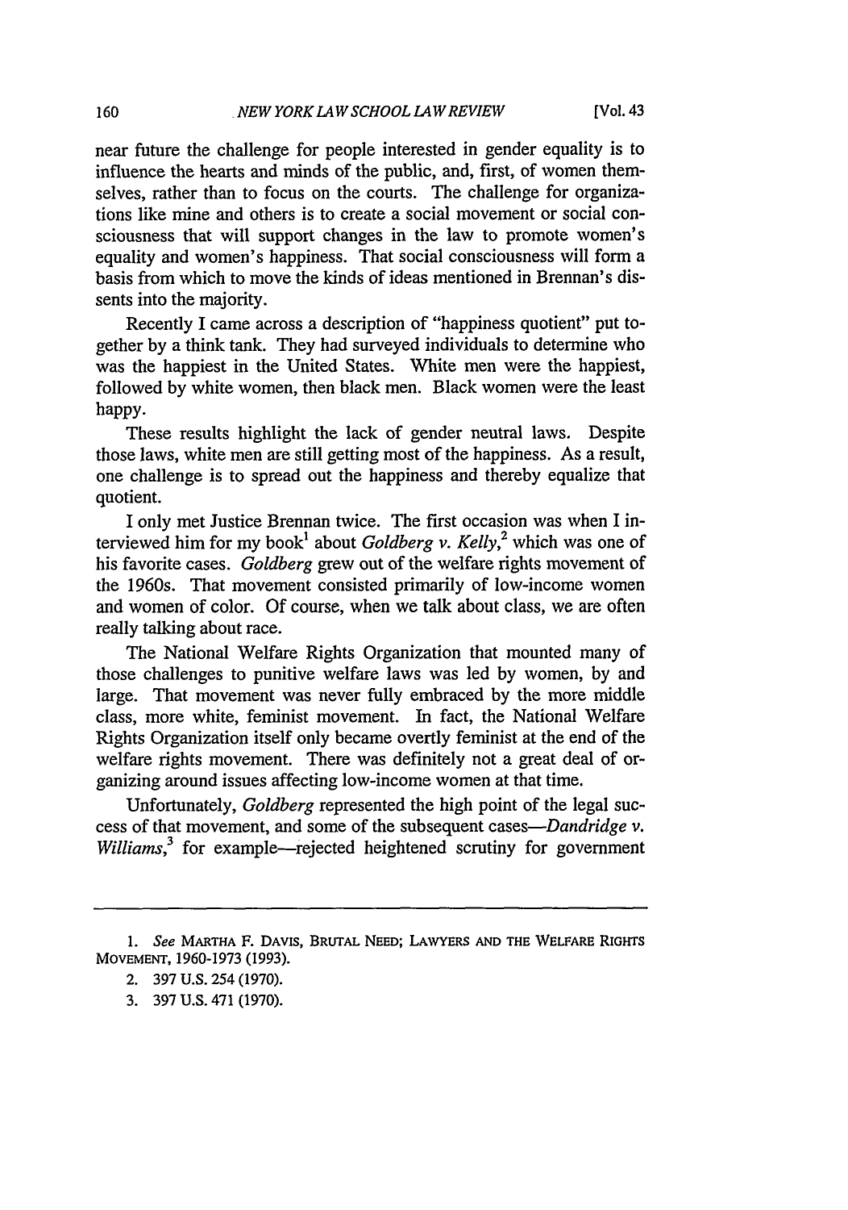near future the challenge for people interested in gender equality is to influence the hearts and minds of the public, and, first, of women themselves, rather than to focus on the courts. The challenge for organizations like mine and others is to create a social movement or social consciousness that will support changes in the law to promote women's equality and women's happiness. That social consciousness will form a basis from which to move the kinds of ideas mentioned in Brennan's dissents into the majority.

Recently I came across a description of "happiness quotient" put together by a think tank. They had surveyed individuals to determine who was the happiest in the United States. White men were the happiest, followed by white women, then black men. Black women were the least happy.

These results highlight the lack of gender neutral laws. Despite those laws, white men are still getting most of the happiness. As a result, one challenge is to spread out the happiness and thereby equalize that quotient.

I only met Justice Brennan twice. The first occasion was when I interviewed him for my book[1] about *Goldberg v. Kelly*,[2] which was one of his favorite cases. *Goldberg* grew out of the welfare rights movement of the 1960s. That movement consisted primarily of low-income women and women of color. Of course, when we talk about class, we are often really talking about race.

The National Welfare Rights Organization that mounted many of those challenges to punitive welfare laws was led by women, by and large. That movement was never fully embraced by the more middle class, more white, feminist movement. In fact, the National Welfare Rights Organization itself only became overtly feminist at the end of the welfare rights movement. There was definitely not a great deal of organizing around issues affecting low-income women at that time.

Unfortunately, *Goldberg* represented the high point of the legal success of that movement, and some of the subsequent cases—*Dandridge v. Williams*,[3] for example—rejected heightened scrutiny for government

---

1. *See* MARTHA F. DAVIS, BRUTAL NEED; LAWYERS AND THE WELFARE RIGHTS MOVEMENT, 1960-1973 (1993).

2. 397 U.S. 254 (1970).

3. 397 U.S. 471 (1970).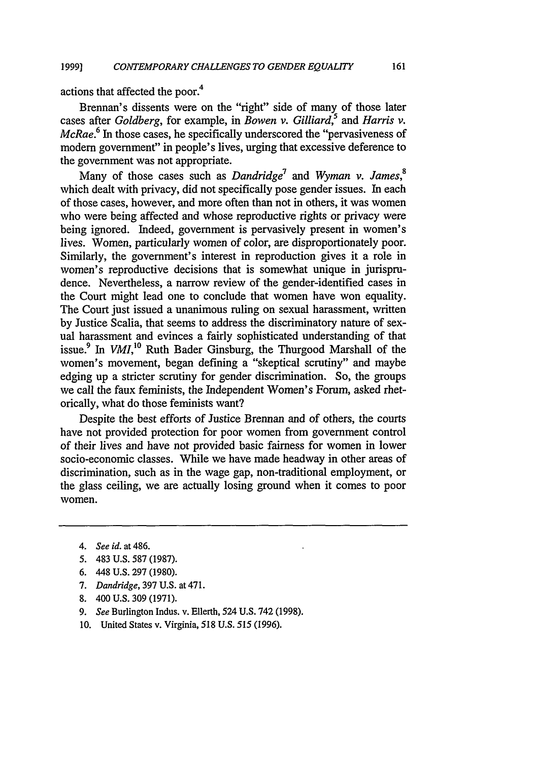actions that affected the poor.[4]

Brennan's dissents were on the "right" side of many of those later cases after *Goldberg*, for example, in *Bowen v. Gilliard*,[5] and *Harris v. McRae*.[6] In those cases, he specifically underscored the "pervasiveness of modern government" in people's lives, urging that excessive deference to the government was not appropriate.

Many of those cases such as *Dandridge*[7] and *Wyman v. James*,[8] which dealt with privacy, did not specifically pose gender issues. In each of those cases, however, and more often than not in others, it was women who were being affected and whose reproductive rights or privacy were being ignored. Indeed, government is pervasively present in women's lives. Women, particularly women of color, are disproportionately poor. Similarly, the government's interest in reproduction gives it a role in women's reproductive decisions that is somewhat unique in jurisprudence. Nevertheless, a narrow review of the gender-identified cases in the Court might lead one to conclude that women have won equality. The Court just issued a unanimous ruling on sexual harassment, written by Justice Scalia, that seems to address the discriminatory nature of sexual harassment and evinces a fairly sophisticated understanding of that issue.[9] In *VMI*,[10] Ruth Bader Ginsburg, the Thurgood Marshall of the women's movement, began defining a "skeptical scrutiny" and maybe edging up a stricter scrutiny for gender discrimination. So, the groups we call the faux feminists, the Independent Women's Forum, asked rhetorically, what do those feminists want?

Despite the best efforts of Justice Brennan and of others, the courts have not provided protection for poor women from government control of their lives and have not provided basic fairness for women in lower socio-economic classes. While we have made headway in other areas of discrimination, such as in the wage gap, non-traditional employment, or the glass ceiling, we are actually losing ground when it comes to poor women.

---

4. *See id.* at 486.
5. 483 U.S. 587 (1987).
6. 448 U.S. 297 (1980).
7. *Dandridge*, 397 U.S. at 471.
8. 400 U.S. 309 (1971).
9. *See* Burlington Indus. v. Ellerth, 524 U.S. 742 (1998).
10. United States v. Virginia, 518 U.S. 515 (1996).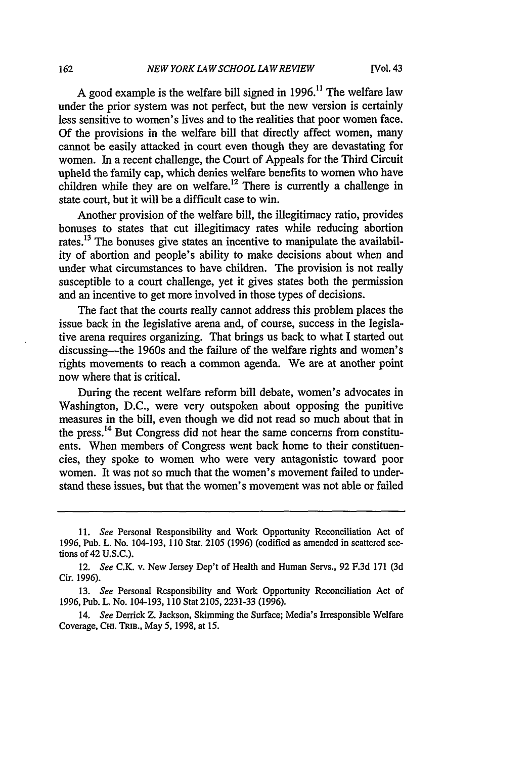A good example is the welfare bill signed in 1996.[11] The welfare law under the prior system was not perfect, but the new version is certainly less sensitive to women's lives and to the realities that poor women face. Of the provisions in the welfare bill that directly affect women, many cannot be easily attacked in court even though they are devastating for women. In a recent challenge, the Court of Appeals for the Third Circuit upheld the family cap, which denies welfare benefits to women who have children while they are on welfare.[12] There is currently a challenge in state court, but it will be a difficult case to win.

Another provision of the welfare bill, the illegitimacy ratio, provides bonuses to states that cut illegitimacy rates while reducing abortion rates.[13] The bonuses give states an incentive to manipulate the availability of abortion and people's ability to make decisions about when and under what circumstances to have children. The provision is not really susceptible to a court challenge, yet it gives states both the permission and an incentive to get more involved in those types of decisions.

The fact that the courts really cannot address this problem places the issue back in the legislative arena and, of course, success in the legislative arena requires organizing. That brings us back to what I started out discussing—the 1960s and the failure of the welfare rights and women's rights movements to reach a common agenda. We are at another point now where that is critical.

During the recent welfare reform bill debate, women's advocates in Washington, D.C., were very outspoken about opposing the punitive measures in the bill, even though we did not read so much about that in the press.[14] But Congress did not hear the same concerns from constituents. When members of Congress went back home to their constituencies, they spoke to women who were very antagonistic toward poor women. It was not so much that the women's movement failed to understand these issues, but that the women's movement was not able or failed

---

11. *See* Personal Responsibility and Work Opportunity Reconciliation Act of 1996, Pub. L. No. 104-193, 110 Stat. 2105 (1996) (codified as amended in scattered sections of 42 U.S.C.).

12. *See* C.K. v. New Jersey Dep't of Health and Human Servs., 92 F.3d 171 (3d Cir. 1996).

13. *See* Personal Responsibility and Work Opportunity Reconciliation Act of 1996, Pub. L. No. 104-193, 110 Stat 2105, 2231-33 (1996).

14. *See* Derrick Z. Jackson, Skimming the Surface; Media's Irresponsible Welfare Coverage, CHI. TRIB., May 5, 1998, at 15.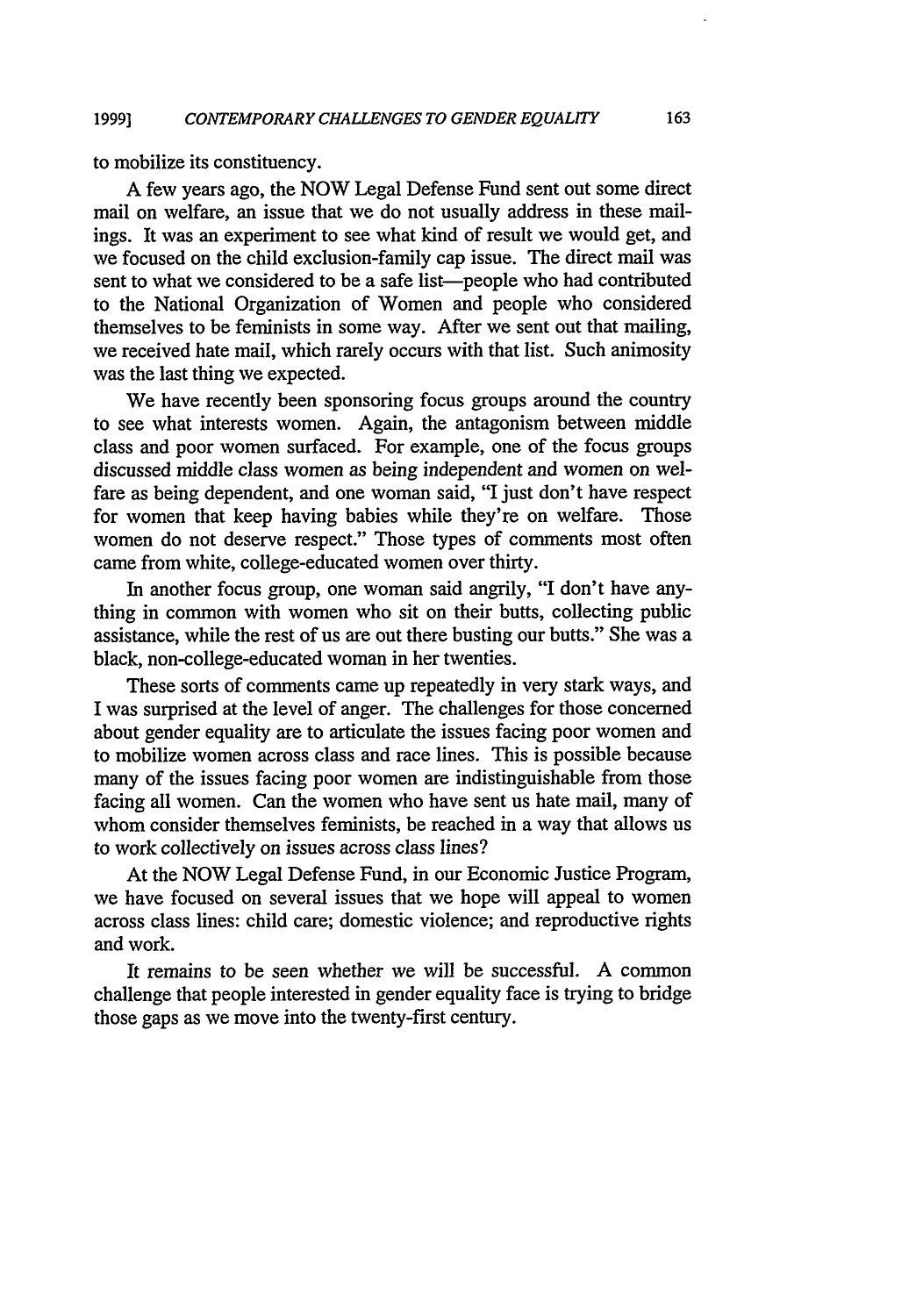to mobilize its constituency.

A few years ago, the NOW Legal Defense Fund sent out some direct mail on welfare, an issue that we do not usually address in these mailings. It was an experiment to see what kind of result we would get, and we focused on the child exclusion-family cap issue. The direct mail was sent to what we considered to be a safe list—people who had contributed to the National Organization of Women and people who considered themselves to be feminists in some way. After we sent out that mailing, we received hate mail, which rarely occurs with that list. Such animosity was the last thing we expected.

We have recently been sponsoring focus groups around the country to see what interests women. Again, the antagonism between middle class and poor women surfaced. For example, one of the focus groups discussed middle class women as being independent and women on welfare as being dependent, and one woman said, "I just don't have respect for women that keep having babies while they're on welfare. Those women do not deserve respect." Those types of comments most often came from white, college-educated women over thirty.

In another focus group, one woman said angrily, "I don't have anything in common with women who sit on their butts, collecting public assistance, while the rest of us are out there busting our butts." She was a black, non-college-educated woman in her twenties.

These sorts of comments came up repeatedly in very stark ways, and I was surprised at the level of anger. The challenges for those concerned about gender equality are to articulate the issues facing poor women and to mobilize women across class and race lines. This is possible because many of the issues facing poor women are indistinguishable from those facing all women. Can the women who have sent us hate mail, many of whom consider themselves feminists, be reached in a way that allows us to work collectively on issues across class lines?

At the NOW Legal Defense Fund, in our Economic Justice Program, we have focused on several issues that we hope will appeal to women across class lines: child care; domestic violence; and reproductive rights and work.

It remains to be seen whether we will be successful. A common challenge that people interested in gender equality face is trying to bridge those gaps as we move into the twenty-first century.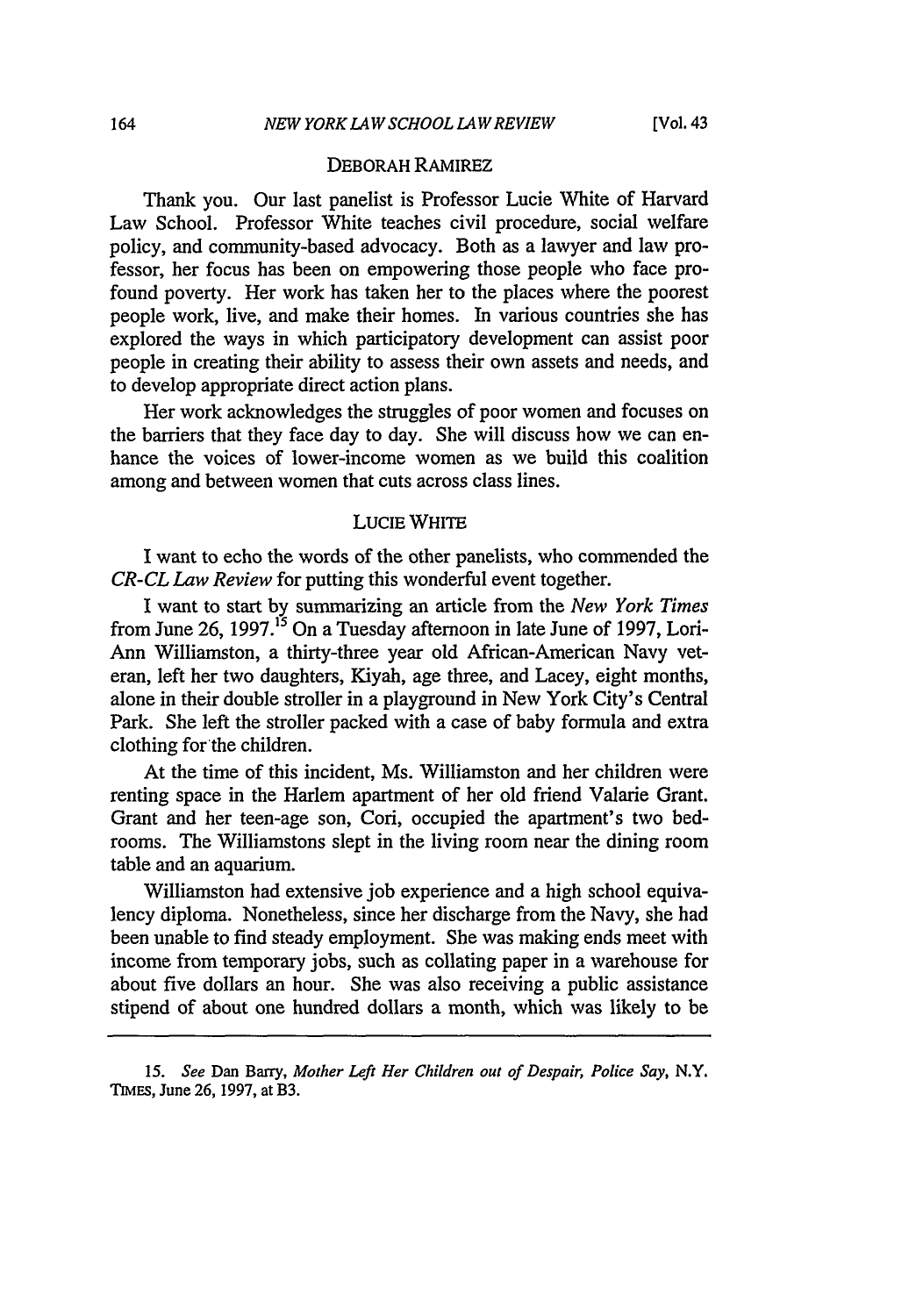DEBORAH RAMIREZ

Thank you. Our last panelist is Professor Lucie White of Harvard Law School. Professor White teaches civil procedure, social welfare policy, and community-based advocacy. Both as a lawyer and law professor, her focus has been on empowering those people who face profound poverty. Her work has taken her to the places where the poorest people work, live, and make their homes. In various countries she has explored the ways in which participatory development can assist poor people in creating their ability to assess their own assets and needs, and to develop appropriate direct action plans.

Her work acknowledges the struggles of poor women and focuses on the barriers that they face day to day. She will discuss how we can enhance the voices of lower-income women as we build this coalition among and between women that cuts across class lines.

LUCIE WHITE

I want to echo the words of the other panelists, who commended the *CR-CL Law Review* for putting this wonderful event together.

I want to start by summarizing an article from the *New York Times* from June 26, 1997.[15] On a Tuesday afternoon in late June of 1997, Lori-Ann Williamston, a thirty-three year old African-American Navy veteran, left her two daughters, Kiyah, age three, and Lacey, eight months, alone in their double stroller in a playground in New York City's Central Park. She left the stroller packed with a case of baby formula and extra clothing for the children.

At the time of this incident, Ms. Williamston and her children were renting space in the Harlem apartment of her old friend Valarie Grant. Grant and her teen-age son, Cori, occupied the apartment's two bedrooms. The Williamstons slept in the living room near the dining room table and an aquarium.

Williamston had extensive job experience and a high school equivalency diploma. Nonetheless, since her discharge from the Navy, she had been unable to find steady employment. She was making ends meet with income from temporary jobs, such as collating paper in a warehouse for about five dollars an hour. She was also receiving a public assistance stipend of about one hundred dollars a month, which was likely to be

15. *See* Dan Barry, *Mother Left Her Children out of Despair, Police Say*, N.Y. TIMES, June 26, 1997, at B3.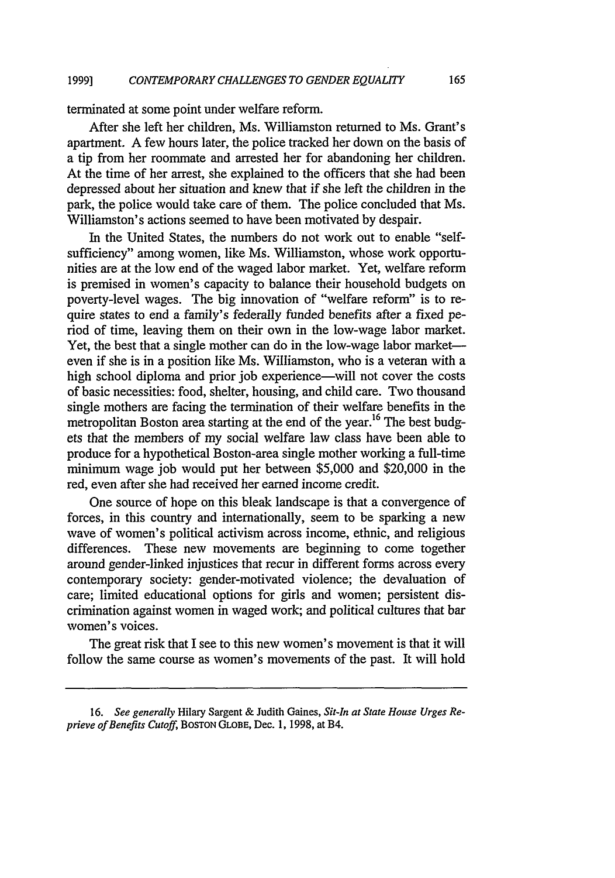terminated at some point under welfare reform.

After she left her children, Ms. Williamston returned to Ms. Grant's apartment. A few hours later, the police tracked her down on the basis of a tip from her roommate and arrested her for abandoning her children. At the time of her arrest, she explained to the officers that she had been depressed about her situation and knew that if she left the children in the park, the police would take care of them. The police concluded that Ms. Williamston's actions seemed to have been motivated by despair.

In the United States, the numbers do not work out to enable "self-sufficiency" among women, like Ms. Williamston, whose work opportunities are at the low end of the waged labor market. Yet, welfare reform is premised in women's capacity to balance their household budgets on poverty-level wages. The big innovation of "welfare reform" is to require states to end a family's federally funded benefits after a fixed period of time, leaving them on their own in the low-wage labor market. Yet, the best that a single mother can do in the low-wage labor market—even if she is in a position like Ms. Williamston, who is a veteran with a high school diploma and prior job experience—will not cover the costs of basic necessities: food, shelter, housing, and child care. Two thousand single mothers are facing the termination of their welfare benefits in the metropolitan Boston area starting at the end of the year.[16] The best budgets that the members of my social welfare law class have been able to produce for a hypothetical Boston-area single mother working a full-time minimum wage job would put her between $5,000 and $20,000 in the red, even after she had received her earned income credit.

One source of hope on this bleak landscape is that a convergence of forces, in this country and internationally, seem to be sparking a new wave of women's political activism across income, ethnic, and religious differences. These new movements are beginning to come together around gender-linked injustices that recur in different forms across every contemporary society: gender-motivated violence; the devaluation of care; limited educational options for girls and women; persistent discrimination against women in waged work; and political cultures that bar women's voices.

The great risk that I see to this new women's movement is that it will follow the same course as women's movements of the past. It will hold

---

16. *See generally* Hilary Sargent & Judith Gaines, *Sit-In at State House Urges Reprieve of Benefits Cutoff*, BOSTON GLOBE, Dec. 1, 1998, at B4.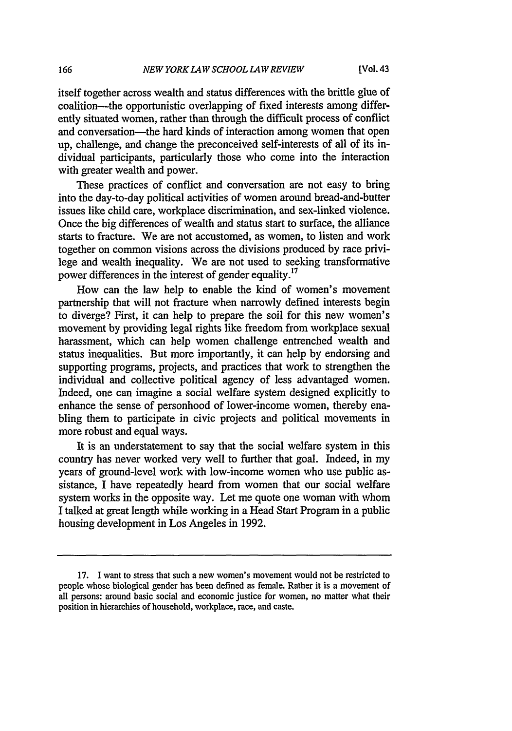itself together across wealth and status differences with the brittle glue of coalition—the opportunistic overlapping of fixed interests among differently situated women, rather than through the difficult process of conflict and conversation—the hard kinds of interaction among women that open up, challenge, and change the preconceived self-interests of all of its individual participants, particularly those who come into the interaction with greater wealth and power.

These practices of conflict and conversation are not easy to bring into the day-to-day political activities of women around bread-and-butter issues like child care, workplace discrimination, and sex-linked violence. Once the big differences of wealth and status start to surface, the alliance starts to fracture. We are not accustomed, as women, to listen and work together on common visions across the divisions produced by race privilege and wealth inequality. We are not used to seeking transformative power differences in the interest of gender equality.[17]

How can the law help to enable the kind of women's movement partnership that will not fracture when narrowly defined interests begin to diverge? First, it can help to prepare the soil for this new women's movement by providing legal rights like freedom from workplace sexual harassment, which can help women challenge entrenched wealth and status inequalities. But more importantly, it can help by endorsing and supporting programs, projects, and practices that work to strengthen the individual and collective political agency of less advantaged women. Indeed, one can imagine a social welfare system designed explicitly to enhance the sense of personhood of lower-income women, thereby enabling them to participate in civic projects and political movements in more robust and equal ways.

It is an understatement to say that the social welfare system in this country has never worked very well to further that goal. Indeed, in my years of ground-level work with low-income women who use public assistance, I have repeatedly heard from women that our social welfare system works in the opposite way. Let me quote one woman with whom I talked at great length while working in a Head Start Program in a public housing development in Los Angeles in 1992.

---

17. I want to stress that such a new women's movement would not be restricted to people whose biological gender has been defined as female. Rather it is a movement of all persons: around basic social and economic justice for women, no matter what their position in hierarchies of household, workplace, race, and caste.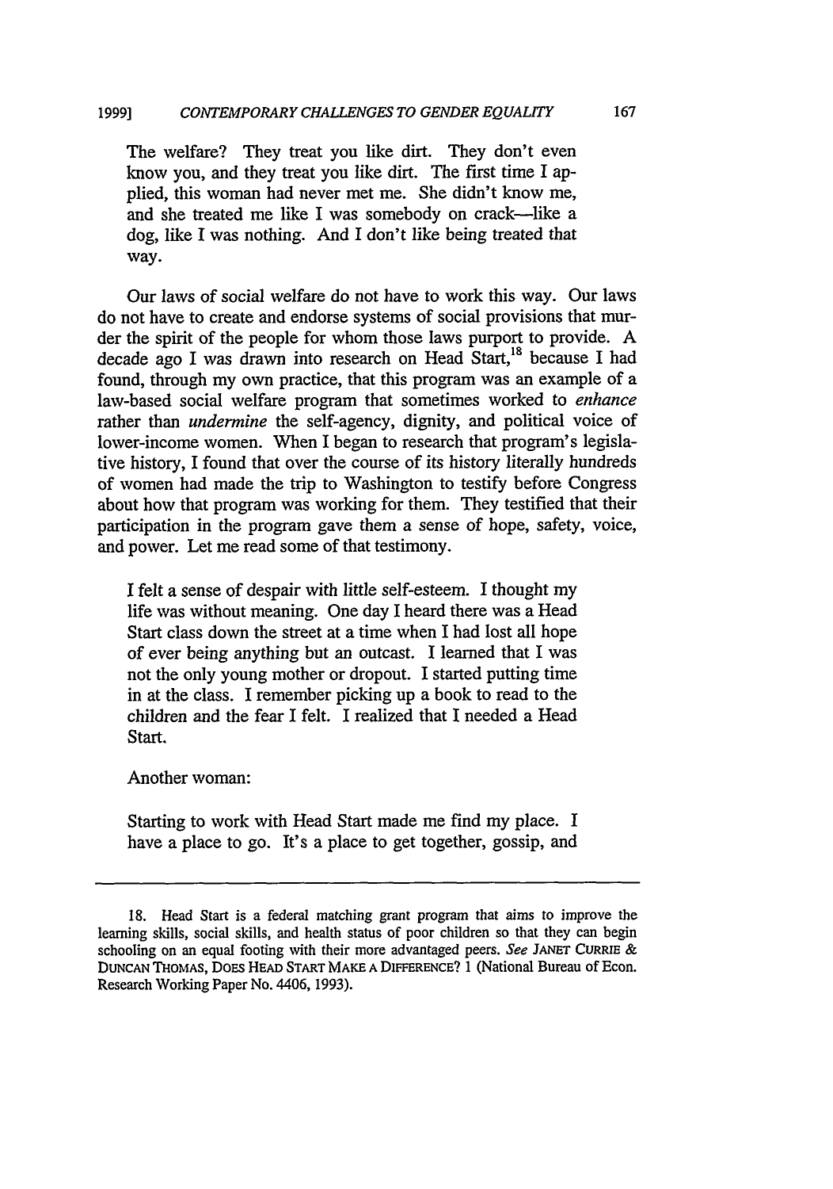> The welfare? They treat you like dirt. They don't even know you, and they treat you like dirt. The first time I applied, this woman had never met me. She didn't know me, and she treated me like I was somebody on crack—like a dog, like I was nothing. And I don't like being treated that way.

Our laws of social welfare do not have to work this way. Our laws do not have to create and endorse systems of social provisions that murder the spirit of the people for whom those laws purport to provide. A decade ago I was drawn into research on Head Start,[18] because I had found, through my own practice, that this program was an example of a law-based social welfare program that sometimes worked to *enhance* rather than *undermine* the self-agency, dignity, and political voice of lower-income women. When I began to research that program's legislative history, I found that over the course of its history literally hundreds of women had made the trip to Washington to testify before Congress about how that program was working for them. They testified that their participation in the program gave them a sense of hope, safety, voice, and power. Let me read some of that testimony.

> I felt a sense of despair with little self-esteem. I thought my life was without meaning. One day I heard there was a Head Start class down the street at a time when I had lost all hope of ever being anything but an outcast. I learned that I was not the only young mother or dropout. I started putting time in at the class. I remember picking up a book to read to the children and the fear I felt. I realized that I needed a Head Start.

Another woman:

> Starting to work with Head Start made me find my place. I have a place to go. It's a place to get together, gossip, and

---

18. Head Start is a federal matching grant program that aims to improve the learning skills, social skills, and health status of poor children so that they can begin schooling on an equal footing with their more advantaged peers. *See* JANET CURRIE & DUNCAN THOMAS, DOES HEAD START MAKE A DIFFERENCE? 1 (National Bureau of Econ. Research Working Paper No. 4406, 1993).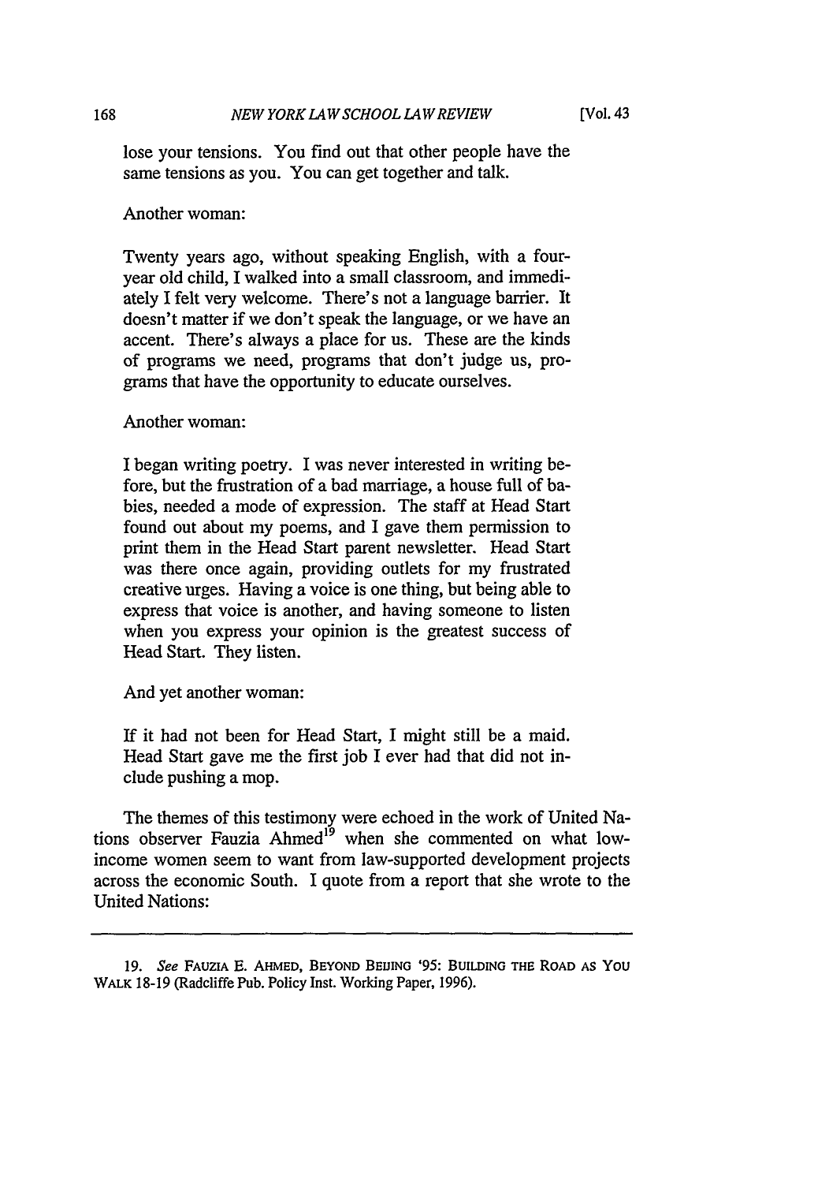lose your tensions. You find out that other people have the same tensions as you. You can get together and talk.

Another woman:

> Twenty years ago, without speaking English, with a four-year old child, I walked into a small classroom, and immediately I felt very welcome. There's not a language barrier. It doesn't matter if we don't speak the language, or we have an accent. There's always a place for us. These are the kinds of programs we need, programs that don't judge us, programs that have the opportunity to educate ourselves.

Another woman:

> I began writing poetry. I was never interested in writing before, but the frustration of a bad marriage, a house full of babies, needed a mode of expression. The staff at Head Start found out about my poems, and I gave them permission to print them in the Head Start parent newsletter. Head Start was there once again, providing outlets for my frustrated creative urges. Having a voice is one thing, but being able to express that voice is another, and having someone to listen when you express your opinion is the greatest success of Head Start. They listen.

And yet another woman:

> If it had not been for Head Start, I might still be a maid. Head Start gave me the first job I ever had that did not include pushing a mop.

The themes of this testimony were echoed in the work of United Nations observer Fauzia Ahmed[19] when she commented on what low-income women seem to want from law-supported development projects across the economic South. I quote from a report that she wrote to the United Nations:

---

19. *See* FAUZIA E. AHMED, BEYOND BEIJING '95: BUILDING THE ROAD AS YOU WALK 18-19 (Radcliffe Pub. Policy Inst. Working Paper, 1996).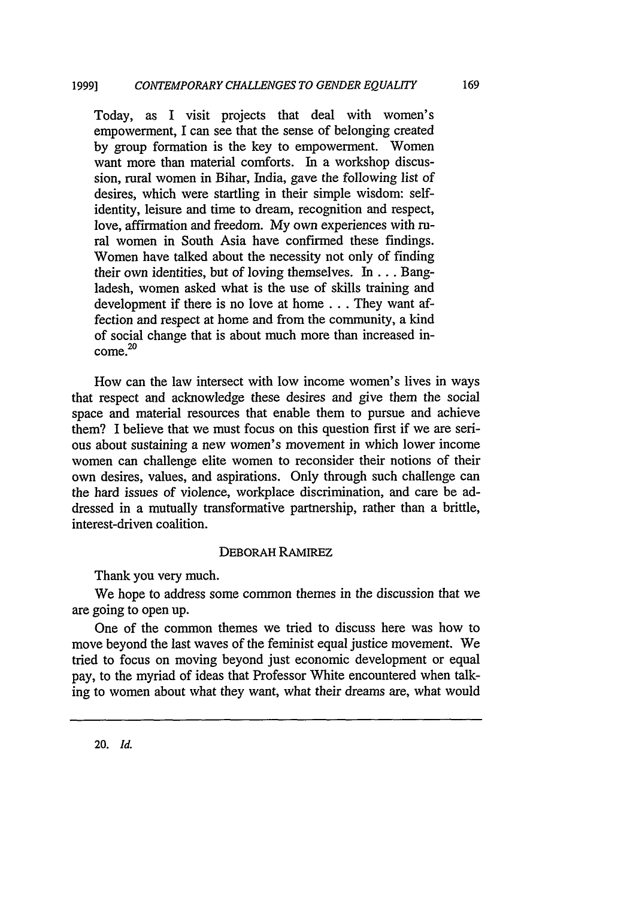> Today, as I visit projects that deal with women's empowerment, I can see that the sense of belonging created by group formation is the key to empowerment. Women want more than material comforts. In a workshop discussion, rural women in Bihar, India, gave the following list of desires, which were startling in their simple wisdom: self-identity, leisure and time to dream, recognition and respect, love, affirmation and freedom. My own experiences with rural women in South Asia have confirmed these findings. Women have talked about the necessity not only of finding their own identities, but of loving themselves. In . . . Bangladesh, women asked what is the use of skills training and development if there is no love at home . . . They want affection and respect at home and from the community, a kind of social change that is about much more than increased income.[20]

How can the law intersect with low income women's lives in ways that respect and acknowledge these desires and give them the social space and material resources that enable them to pursue and achieve them? I believe that we must focus on this question first if we are serious about sustaining a new women's movement in which lower income women can challenge elite women to reconsider their notions of their own desires, values, and aspirations. Only through such challenge can the hard issues of violence, workplace discrimination, and care be addressed in a mutually transformative partnership, rather than a brittle, interest-driven coalition.

DEBORAH RAMIREZ

Thank you very much.

We hope to address some common themes in the discussion that we are going to open up.

One of the common themes we tried to discuss here was how to move beyond the last waves of the feminist equal justice movement. We tried to focus on moving beyond just economic development or equal pay, to the myriad of ideas that Professor White encountered when talking to women about what they want, what their dreams are, what would

---

20. *Id.*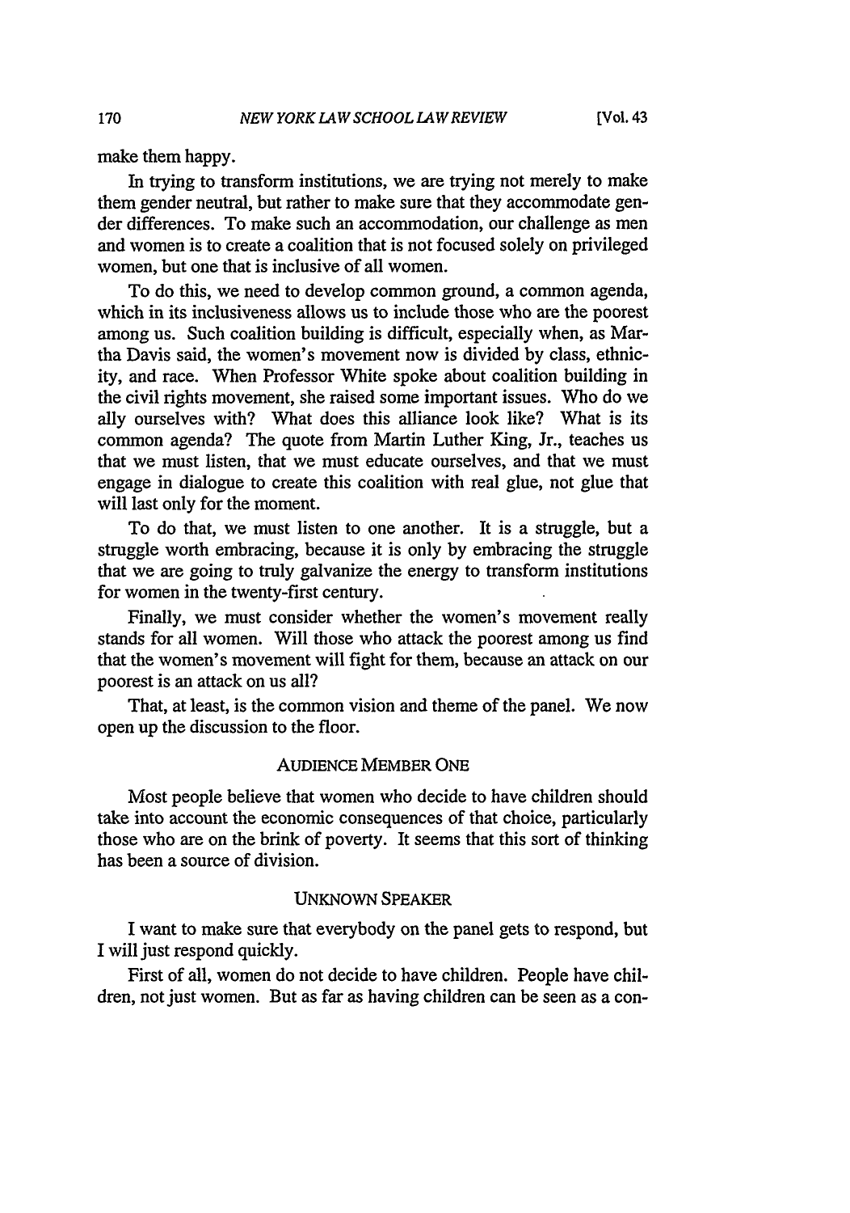make them happy.

In trying to transform institutions, we are trying not merely to make them gender neutral, but rather to make sure that they accommodate gender differences. To make such an accommodation, our challenge as men and women is to create a coalition that is not focused solely on privileged women, but one that is inclusive of all women.

To do this, we need to develop common ground, a common agenda, which in its inclusiveness allows us to include those who are the poorest among us. Such coalition building is difficult, especially when, as Martha Davis said, the women's movement now is divided by class, ethnicity, and race. When Professor White spoke about coalition building in the civil rights movement, she raised some important issues. Who do we ally ourselves with? What does this alliance look like? What is its common agenda? The quote from Martin Luther King, Jr., teaches us that we must listen, that we must educate ourselves, and that we must engage in dialogue to create this coalition with real glue, not glue that will last only for the moment.

To do that, we must listen to one another. It is a struggle, but a struggle worth embracing, because it is only by embracing the struggle that we are going to truly galvanize the energy to transform institutions for women in the twenty-first century.

Finally, we must consider whether the women's movement really stands for all women. Will those who attack the poorest among us find that the women's movement will fight for them, because an attack on our poorest is an attack on us all?

That, at least, is the common vision and theme of the panel. We now open up the discussion to the floor.

### AUDIENCE MEMBER ONE

Most people believe that women who decide to have children should take into account the economic consequences of that choice, particularly those who are on the brink of poverty. It seems that this sort of thinking has been a source of division.

### UNKNOWN SPEAKER

I want to make sure that everybody on the panel gets to respond, but I will just respond quickly.

First of all, women do not decide to have children. People have children, not just women. But as far as having children can be seen as a con-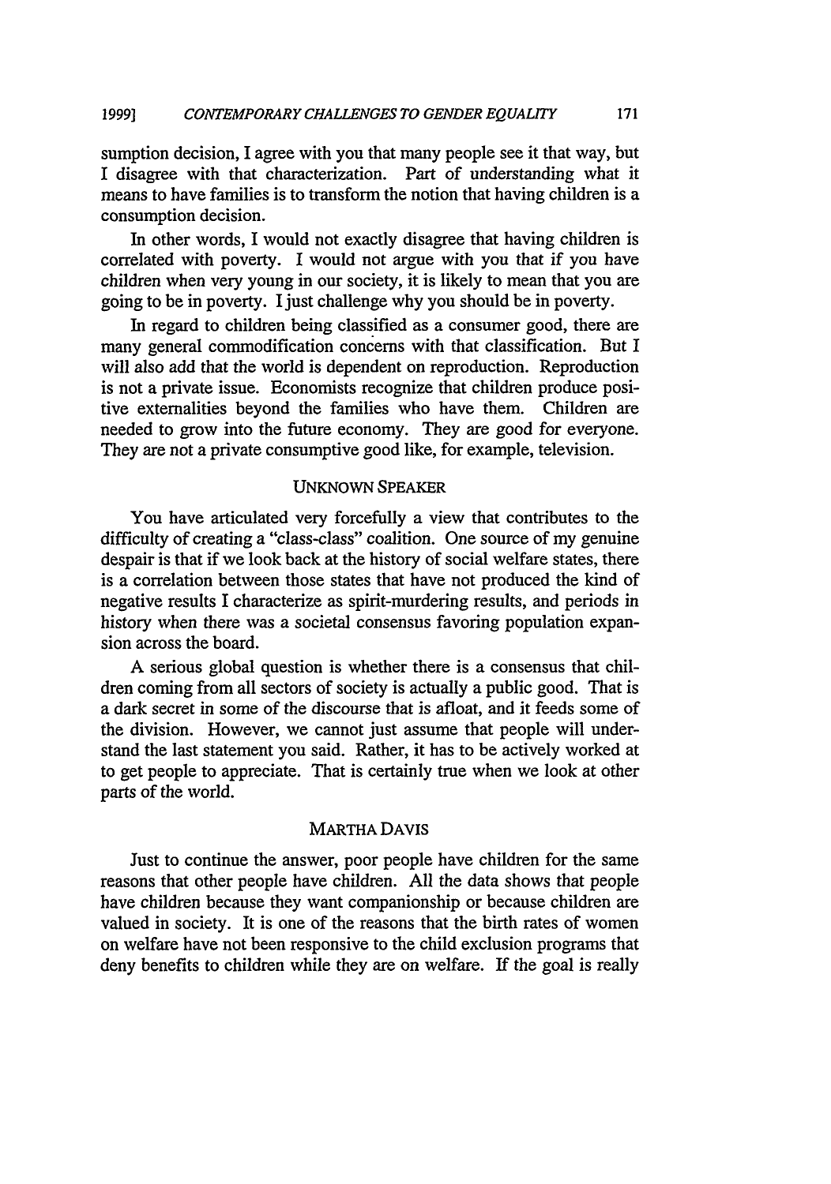sumption decision, I agree with you that many people see it that way, but I disagree with that characterization. Part of understanding what it means to have families is to transform the notion that having children is a consumption decision.

In other words, I would not exactly disagree that having children is correlated with poverty. I would not argue with you that if you have children when very young in our society, it is likely to mean that you are going to be in poverty. I just challenge why you should be in poverty.

In regard to children being classified as a consumer good, there are many general commodification concerns with that classification. But I will also add that the world is dependent on reproduction. Reproduction is not a private issue. Economists recognize that children produce positive externalities beyond the families who have them. Children are needed to grow into the future economy. They are good for everyone. They are not a private consumptive good like, for example, television.

UNKNOWN SPEAKER

You have articulated very forcefully a view that contributes to the difficulty of creating a "class-class" coalition. One source of my genuine despair is that if we look back at the history of social welfare states, there is a correlation between those states that have not produced the kind of negative results I characterize as spirit-murdering results, and periods in history when there was a societal consensus favoring population expansion across the board.

A serious global question is whether there is a consensus that children coming from all sectors of society is actually a public good. That is a dark secret in some of the discourse that is afloat, and it feeds some of the division. However, we cannot just assume that people will understand the last statement you said. Rather, it has to be actively worked at to get people to appreciate. That is certainly true when we look at other parts of the world.

MARTHA DAVIS

Just to continue the answer, poor people have children for the same reasons that other people have children. All the data shows that people have children because they want companionship or because children are valued in society. It is one of the reasons that the birth rates of women on welfare have not been responsive to the child exclusion programs that deny benefits to children while they are on welfare. If the goal is really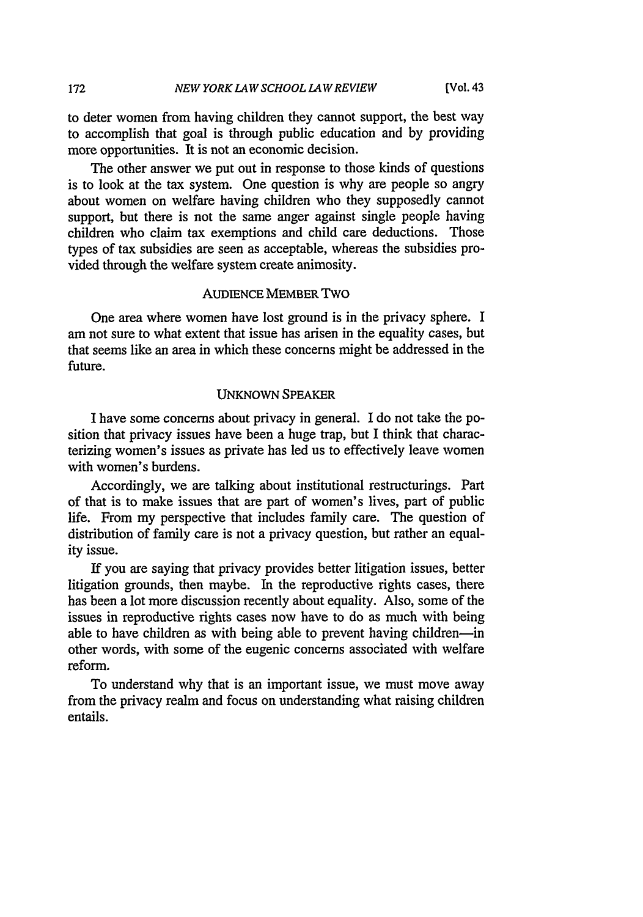to deter women from having children they cannot support, the best way to accomplish that goal is through public education and by providing more opportunities. It is not an economic decision.

The other answer we put out in response to those kinds of questions is to look at the tax system. One question is why are people so angry about women on welfare having children who they supposedly cannot support, but there is not the same anger against single people having children who claim tax exemptions and child care deductions. Those types of tax subsidies are seen as acceptable, whereas the subsidies provided through the welfare system create animosity.

### AUDIENCE MEMBER TWO

One area where women have lost ground is in the privacy sphere. I am not sure to what extent that issue has arisen in the equality cases, but that seems like an area in which these concerns might be addressed in the future.

### UNKNOWN SPEAKER

I have some concerns about privacy in general. I do not take the position that privacy issues have been a huge trap, but I think that characterizing women's issues as private has led us to effectively leave women with women's burdens.

Accordingly, we are talking about institutional restructurings. Part of that is to make issues that are part of women's lives, part of public life. From my perspective that includes family care. The question of distribution of family care is not a privacy question, but rather an equality issue.

If you are saying that privacy provides better litigation issues, better litigation grounds, then maybe. In the reproductive rights cases, there has been a lot more discussion recently about equality. Also, some of the issues in reproductive rights cases now have to do as much with being able to have children as with being able to prevent having children—in other words, with some of the eugenic concerns associated with welfare reform.

To understand why that is an important issue, we must move away from the privacy realm and focus on understanding what raising children entails.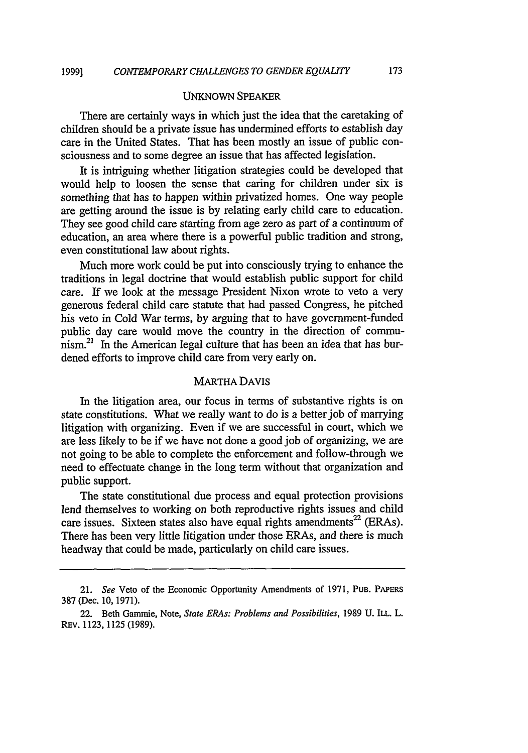UNKNOWN SPEAKER

There are certainly ways in which just the idea that the caretaking of children should be a private issue has undermined efforts to establish day care in the United States. That has been mostly an issue of public consciousness and to some degree an issue that has affected legislation.

It is intriguing whether litigation strategies could be developed that would help to loosen the sense that caring for children under six is something that has to happen within privatized homes. One way people are getting around the issue is by relating early child care to education. They see good child care starting from age zero as part of a continuum of education, an area where there is a powerful public tradition and strong, even constitutional law about rights.

Much more work could be put into consciously trying to enhance the traditions in legal doctrine that would establish public support for child care. If we look at the message President Nixon wrote to veto a very generous federal child care statute that had passed Congress, he pitched his veto in Cold War terms, by arguing that to have government-funded public day care would move the country in the direction of communism.[21] In the American legal culture that has been an idea that has burdened efforts to improve child care from very early on.

MARTHA DAVIS

In the litigation area, our focus in terms of substantive rights is on state constitutions. What we really want to do is a better job of marrying litigation with organizing. Even if we are successful in court, which we are less likely to be if we have not done a good job of organizing, we are not going to be able to complete the enforcement and follow-through we need to effectuate change in the long term without that organization and public support.

The state constitutional due process and equal protection provisions lend themselves to working on both reproductive rights issues and child care issues. Sixteen states also have equal rights amendments[22] (ERAs). There has been very little litigation under those ERAs, and there is much headway that could be made, particularly on child care issues.

---

21. *See* Veto of the Economic Opportunity Amendments of 1971, PUB. PAPERS 387 (Dec. 10, 1971).

22. Beth Gammie, Note, *State ERAs: Problems and Possibilities*, 1989 U. ILL. L. REV. 1123, 1125 (1989).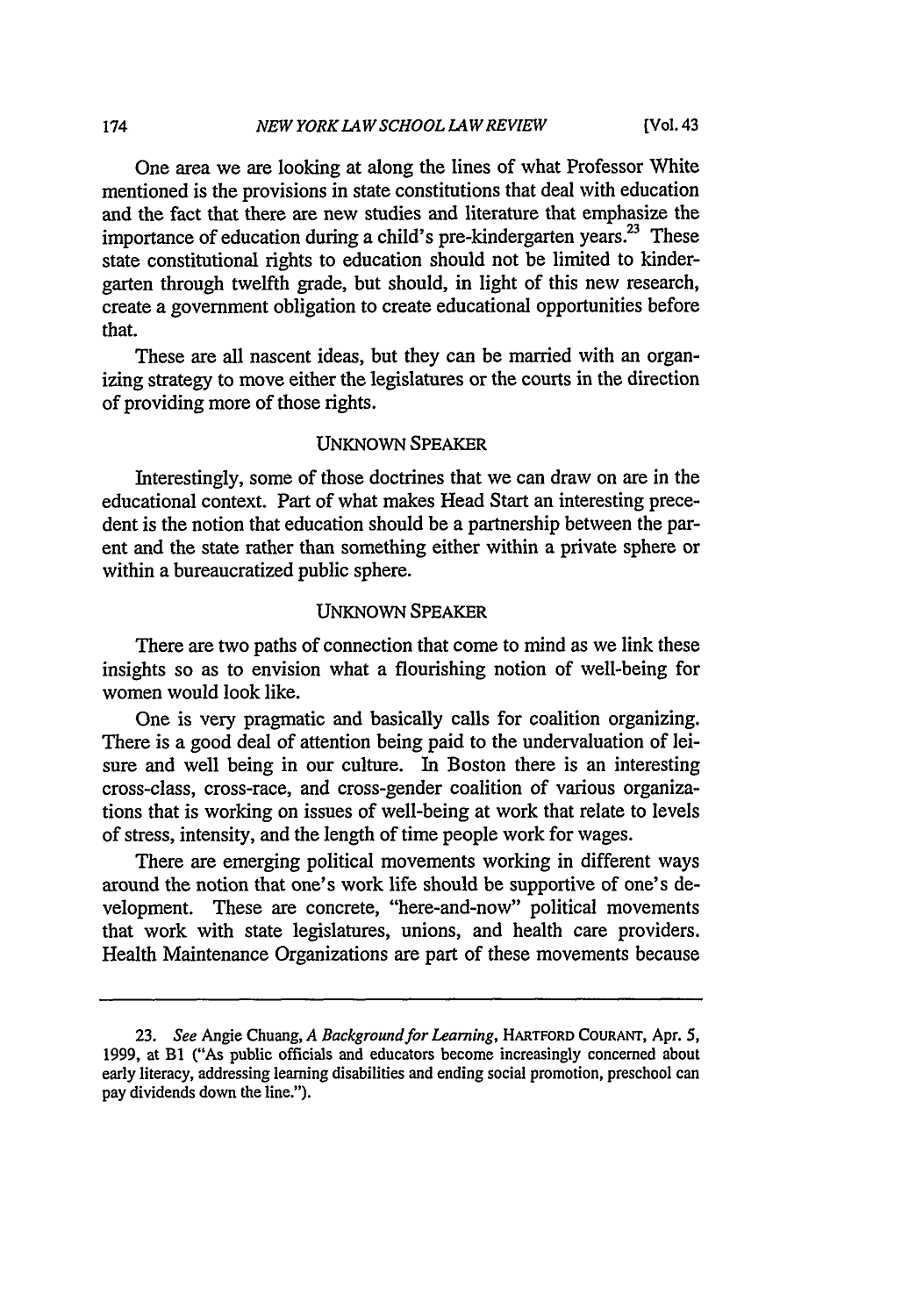One area we are looking at along the lines of what Professor White mentioned is the provisions in state constitutions that deal with education and the fact that there are new studies and literature that emphasize the importance of education during a child's pre-kindergarten years.[23] These state constitutional rights to education should not be limited to kindergarten through twelfth grade, but should, in light of this new research, create a government obligation to create educational opportunities before that.

These are all nascent ideas, but they can be married with an organizing strategy to move either the legislatures or the courts in the direction of providing more of those rights.

UNKNOWN SPEAKER

Interestingly, some of those doctrines that we can draw on are in the educational context. Part of what makes Head Start an interesting precedent is the notion that education should be a partnership between the parent and the state rather than something either within a private sphere or within a bureaucratized public sphere.

UNKNOWN SPEAKER

There are two paths of connection that come to mind as we link these insights so as to envision what a flourishing notion of well-being for women would look like.

One is very pragmatic and basically calls for coalition organizing. There is a good deal of attention being paid to the undervaluation of leisure and well being in our culture. In Boston there is an interesting cross-class, cross-race, and cross-gender coalition of various organizations that is working on issues of well-being at work that relate to levels of stress, intensity, and the length of time people work for wages.

There are emerging political movements working in different ways around the notion that one's work life should be supportive of one's development. These are concrete, "here-and-now" political movements that work with state legislatures, unions, and health care providers. Health Maintenance Organizations are part of these movements because

---

23. *See* Angie Chuang, *A Background for Learning*, HARTFORD COURANT, Apr. 5, 1999, at B1 ("As public officials and educators become increasingly concerned about early literacy, addressing learning disabilities and ending social promotion, preschool can pay dividends down the line.").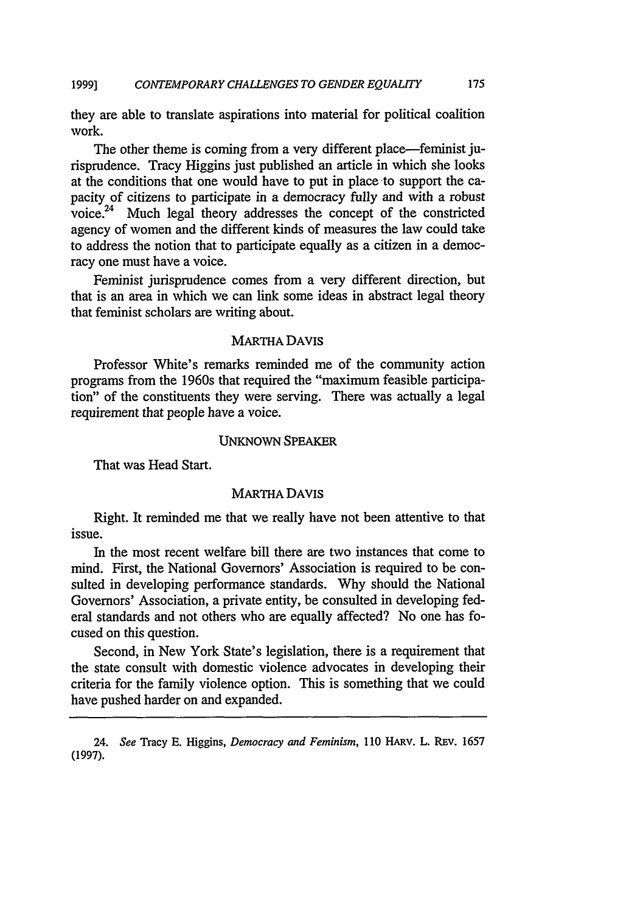they are able to translate aspirations into material for political coalition work.

The other theme is coming from a very different place—feminist jurisprudence. Tracy Higgins just published an article in which she looks at the conditions that one would have to put in place to support the capacity of citizens to participate in a democracy fully and with a robust voice.[24] Much legal theory addresses the concept of the constricted agency of women and the different kinds of measures the law could take to address the notion that to participate equally as a citizen in a democracy one must have a voice.

Feminist jurisprudence comes from a very different direction, but that is an area in which we can link some ideas in abstract legal theory that feminist scholars are writing about.

MARTHA DAVIS

Professor White's remarks reminded me of the community action programs from the 1960s that required the "maximum feasible participation" of the constituents they were serving. There was actually a legal requirement that people have a voice.

UNKNOWN SPEAKER

That was Head Start.

MARTHA DAVIS

Right. It reminded me that we really have not been attentive to that issue.

In the most recent welfare bill there are two instances that come to mind. First, the National Governors' Association is required to be consulted in developing performance standards. Why should the National Governors' Association, a private entity, be consulted in developing federal standards and not others who are equally affected? No one has focused on this question.

Second, in New York State's legislation, there is a requirement that the state consult with domestic violence advocates in developing their criteria for the family violence option. This is something that we could have pushed harder on and expanded.

---

24. *See* Tracy E. Higgins, *Democracy and Feminism*, 110 HARV. L. REV. 1657 (1997).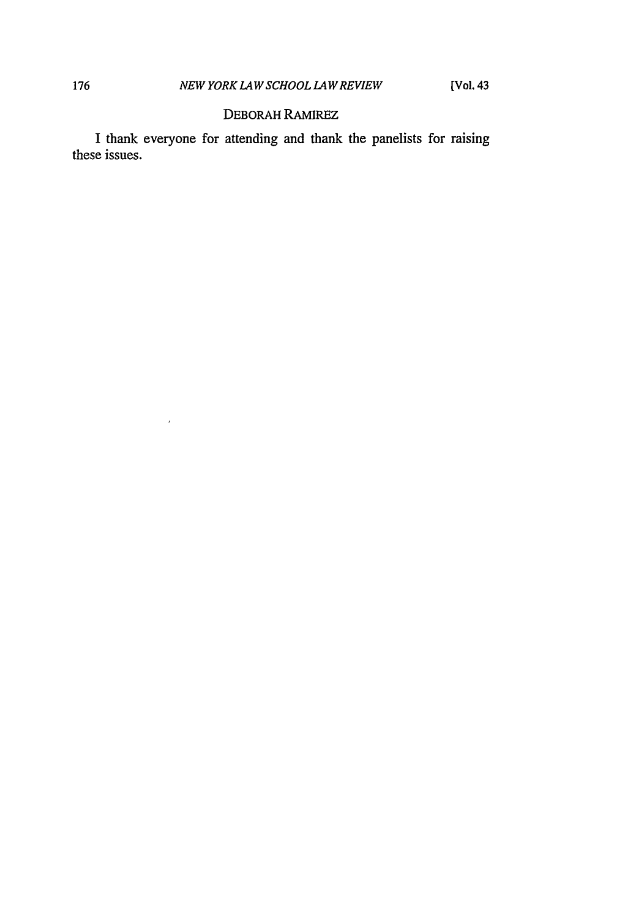DEBORAH RAMIREZ

I thank everyone for attending and thank the panelists for raising these issues.